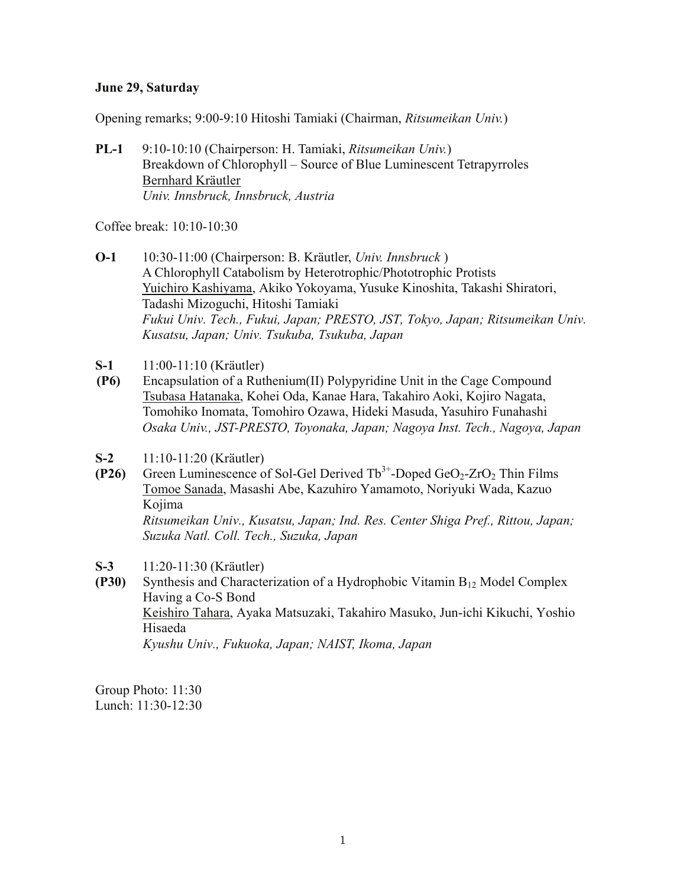**June 29, Saturday**

Opening remarks; 9:00-9:10 Hitoshi Tamiaki (Chairman, *Ritsumeikan Univ.*)

**PL-1** 9:10-10:10 (Chairperson: H. Tamiaki, *Ritsumeikan Univ.*)
Breakdown of Chlorophyll – Source of Blue Luminescent Tetrapyrroles
Bernhard Kräutler
*Univ. Innsbruck, Innsbruck, Austria*

Coffee break: 10:10-10:30

**O-1** 10:30-11:00 (Chairperson: B. Kräutler, *Univ. Innsbruck* )
A Chlorophyll Catabolism by Heterotrophic/Phototrophic Protists
Yuichiro Kashiyama, Akiko Yokoyama, Yusuke Kinoshita, Takashi Shiratori, Tadashi Mizoguchi, Hitoshi Tamiaki
*Fukui Univ. Tech., Fukui, Japan; PRESTO, JST, Tokyo, Japan; Ritsumeikan Univ. Kusatsu, Japan; Univ. Tsukuba, Tsukuba, Japan*

**S-1** 11:00-11:10 (Kräutler)
**(P6)** Encapsulation of a Ruthenium(II) Polypyridine Unit in the Cage Compound
Tsubasa Hatanaka, Kohei Oda, Kanae Hara, Takahiro Aoki, Kojiro Nagata, Tomohiko Inomata, Tomohiro Ozawa, Hideki Masuda, Yasuhiro Funahashi
*Osaka Univ., JST-PRESTO, Toyonaka, Japan; Nagoya Inst. Tech., Nagoya, Japan*

**S-2** 11:10-11:20 (Kräutler)
**(P26)** Green Luminescence of Sol-Gel Derived $Tb^{3+}$-Doped $GeO_2$-$ZrO_2$ Thin Films
Tomoe Sanada, Masashi Abe, Kazuhiro Yamamoto, Noriyuki Wada, Kazuo Kojima
*Ritsumeikan Univ., Kusatsu, Japan; Ind. Res. Center Shiga Pref., Rittou, Japan; Suzuka Natl. Coll. Tech., Suzuka, Japan*

**S-3** 11:20-11:30 (Kräutler)
**(P30)** Synthesis and Characterization of a Hydrophobic Vitamin $B_{12}$ Model Complex Having a Co-S Bond
Keishiro Tahara, Ayaka Matsuzaki, Takahiro Masuko, Jun-ichi Kikuchi, Yoshio Hisaeda
*Kyushu Univ., Fukuoka, Japan; NAIST, Ikoma, Japan*

Group Photo: 11:30
Lunch: 11:30-12:30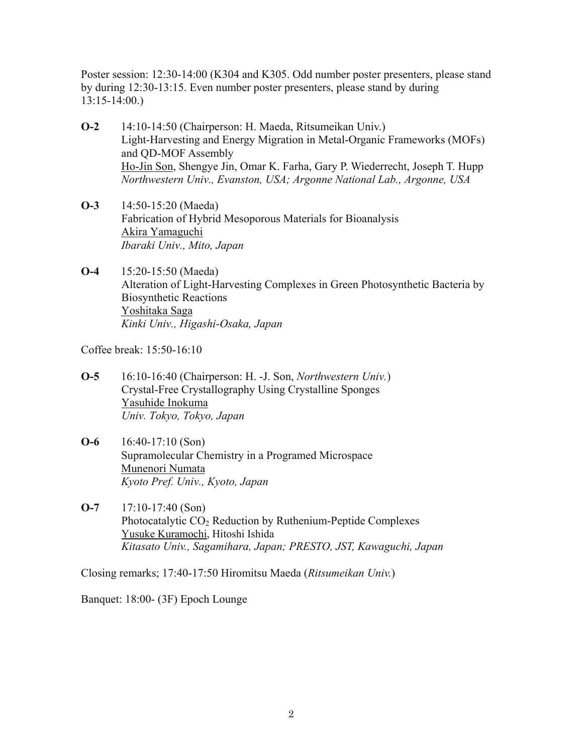Poster session: 12:30-14:00 (K304 and K305. Odd number poster presenters, please stand by during 12:30-13:15. Even number poster presenters, please stand by during 13:15-14:00.)

**O-2** 14:10-14:50 (Chairperson: H. Maeda, Ritsumeikan Univ.)
Light-Harvesting and Energy Migration in Metal-Organic Frameworks (MOFs) and QD-MOF Assembly
<u>Ho-Jin Son</u>, Shengye Jin, Omar K. Farha, Gary P. Wiederrecht, Joseph T. Hupp
*Northwestern Univ., Evanston, USA; Argonne National Lab., Argonne, USA*

**O-3** 14:50-15:20 (Maeda)
Fabrication of Hybrid Mesoporous Materials for Bioanalysis
<u>Akira Yamaguchi</u>
*Ibaraki Univ., Mito, Japan*

**O-4** 15:20-15:50 (Maeda)
Alteration of Light-Harvesting Complexes in Green Photosynthetic Bacteria by Biosynthetic Reactions
<u>Yoshitaka Saga</u>
*Kinki Univ., Higashi-Osaka, Japan*

Coffee break: 15:50-16:10

**O-5** 16:10-16:40 (Chairperson: H. -J. Son, *Northwestern Univ.*)
Crystal-Free Crystallography Using Crystalline Sponges
<u>Yasuhide Inokuma</u>
*Univ. Tokyo, Tokyo, Japan*

**O-6** 16:40-17:10 (Son)
Supramolecular Chemistry in a Programed Microspace
<u>Munenori Numata</u>
*Kyoto Pref. Univ., Kyoto, Japan*

**O-7** 17:10-17:40 (Son)
Photocatalytic $CO_2$ Reduction by Ruthenium-Peptide Complexes
<u>Yusuke Kuramochi</u>, Hitoshi Ishida
*Kitasato Univ., Sagamihara, Japan; PRESTO, JST, Kawaguchi, Japan*

Closing remarks; 17:40-17:50 Hiromitsu Maeda (*Ritsumeikan Univ.*)

Banquet: 18:00- (3F) Epoch Lounge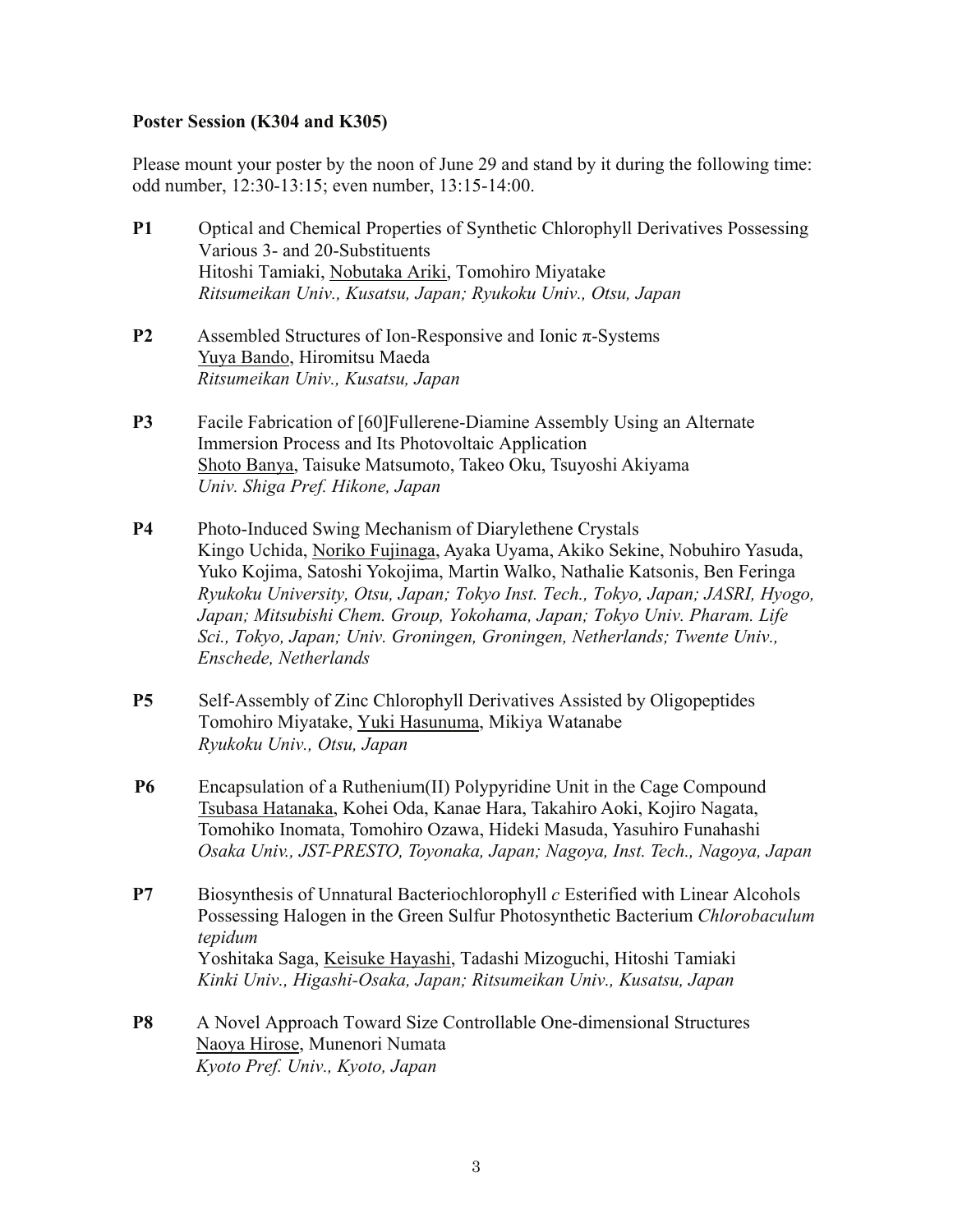**Poster Session (K304 and K305)**

Please mount your poster by the noon of June 29 and stand by it during the following time: odd number, 12:30-13:15; even number, 13:15-14:00.

**P1** Optical and Chemical Properties of Synthetic Chlorophyll Derivatives Possessing Various 3- and 20-Substituents
Hitoshi Tamiaki, <u>Nobutaka Ariki</u>, Tomohiro Miyatake
*Ritsumeikan Univ., Kusatsu, Japan; Ryukoku Univ., Otsu, Japan*

**P2** Assembled Structures of Ion-Responsive and Ionic π-Systems
<u>Yuya Bando</u>, Hiromitsu Maeda
*Ritsumeikan Univ., Kusatsu, Japan*

**P3** Facile Fabrication of [60]Fullerene-Diamine Assembly Using an Alternate Immersion Process and Its Photovoltaic Application
<u>Shoto Banya</u>, Taisuke Matsumoto, Takeo Oku, Tsuyoshi Akiyama
*Univ. Shiga Pref. Hikone, Japan*

**P4** Photo-Induced Swing Mechanism of Diarylethene Crystals
Kingo Uchida, <u>Noriko Fujinaga</u>, Ayaka Uyama, Akiko Sekine, Nobuhiro Yasuda, Yuko Kojima, Satoshi Yokojima, Martin Walko, Nathalie Katsonis, Ben Feringa
*Ryukoku University, Otsu, Japan; Tokyo Inst. Tech., Tokyo, Japan; JASRI, Hyogo, Japan; Mitsubishi Chem. Group, Yokohama, Japan; Tokyo Univ. Pharam. Life Sci., Tokyo, Japan; Univ. Groningen, Groningen, Netherlands; Twente Univ., Enschede, Netherlands*

**P5** Self-Assembly of Zinc Chlorophyll Derivatives Assisted by Oligopeptides
Tomohiro Miyatake, <u>Yuki Hasunuma</u>, Mikiya Watanabe
*Ryukoku Univ., Otsu, Japan*

**P6** Encapsulation of a Ruthenium(II) Polypyridine Unit in the Cage Compound
<u>Tsubasa Hatanaka</u>, Kohei Oda, Kanae Hara, Takahiro Aoki, Kojiro Nagata, Tomohiko Inomata, Tomohiro Ozawa, Hideki Masuda, Yasuhiro Funahashi
*Osaka Univ., JST-PRESTO, Toyonaka, Japan; Nagoya, Inst. Tech., Nagoya, Japan*

**P7** Biosynthesis of Unnatural Bacteriochlorophyll *c* Esterified with Linear Alcohols Possessing Halogen in the Green Sulfur Photosynthetic Bacterium *Chlorobaculum tepidum*
Yoshitaka Saga, <u>Keisuke Hayashi</u>, Tadashi Mizoguchi, Hitoshi Tamiaki
*Kinki Univ., Higashi-Osaka, Japan; Ritsumeikan Univ., Kusatsu, Japan*

**P8** A Novel Approach Toward Size Controllable One-dimensional Structures
<u>Naoya Hirose</u>, Munenori Numata
*Kyoto Pref. Univ., Kyoto, Japan*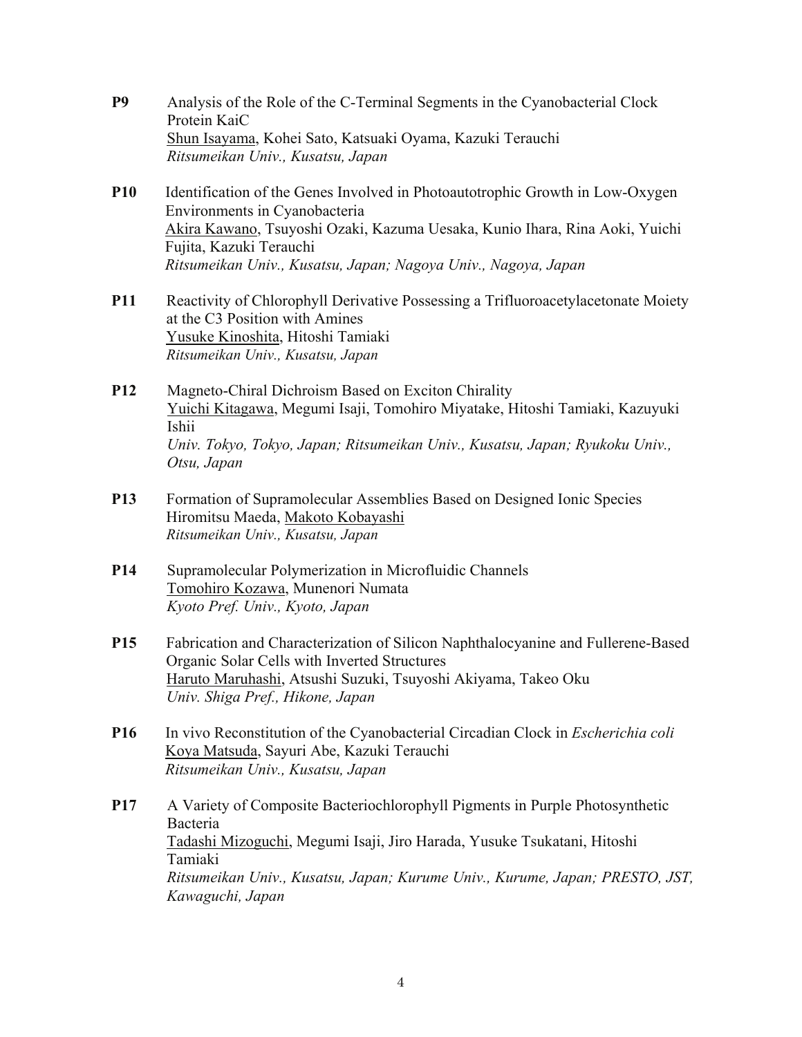**P9** Analysis of the Role of the C-Terminal Segments in the Cyanobacterial Clock Protein KaiC
<u>Shun Isayama</u>, Kohei Sato, Katsuaki Oyama, Kazuki Terauchi
*Ritsumeikan Univ., Kusatsu, Japan*

**P10** Identification of the Genes Involved in Photoautotrophic Growth in Low-Oxygen Environments in Cyanobacteria
<u>Akira Kawano</u>, Tsuyoshi Ozaki, Kazuma Uesaka, Kunio Ihara, Rina Aoki, Yuichi Fujita, Kazuki Terauchi
*Ritsumeikan Univ., Kusatsu, Japan; Nagoya Univ., Nagoya, Japan*

**P11** Reactivity of Chlorophyll Derivative Possessing a Trifluoroacetylacetonate Moiety at the C3 Position with Amines
<u>Yusuke Kinoshita</u>, Hitoshi Tamiaki
*Ritsumeikan Univ., Kusatsu, Japan*

**P12** Magneto-Chiral Dichroism Based on Exciton Chirality
<u>Yuichi Kitagawa</u>, Megumi Isaji, Tomohiro Miyatake, Hitoshi Tamiaki, Kazuyuki Ishii
*Univ. Tokyo, Tokyo, Japan; Ritsumeikan Univ., Kusatsu, Japan; Ryukoku Univ., Otsu, Japan*

**P13** Formation of Supramolecular Assemblies Based on Designed Ionic Species
Hiromitsu Maeda, <u>Makoto Kobayashi</u>
*Ritsumeikan Univ., Kusatsu, Japan*

**P14** Supramolecular Polymerization in Microfluidic Channels
<u>Tomohiro Kozawa</u>, Munenori Numata
*Kyoto Pref. Univ., Kyoto, Japan*

**P15** Fabrication and Characterization of Silicon Naphthalocyanine and Fullerene-Based Organic Solar Cells with Inverted Structures
<u>Haruto Maruhashi</u>, Atsushi Suzuki, Tsuyoshi Akiyama, Takeo Oku
*Univ. Shiga Pref., Hikone, Japan*

**P16** In vivo Reconstitution of the Cyanobacterial Circadian Clock in *Escherichia coli*
<u>Koya Matsuda</u>, Sayuri Abe, Kazuki Terauchi
*Ritsumeikan Univ., Kusatsu, Japan*

**P17** A Variety of Composite Bacteriochlorophyll Pigments in Purple Photosynthetic Bacteria
<u>Tadashi Mizoguchi</u>, Megumi Isaji, Jiro Harada, Yusuke Tsukatani, Hitoshi Tamiaki
*Ritsumeikan Univ., Kusatsu, Japan; Kurume Univ., Kurume, Japan; PRESTO, JST, Kawaguchi, Japan*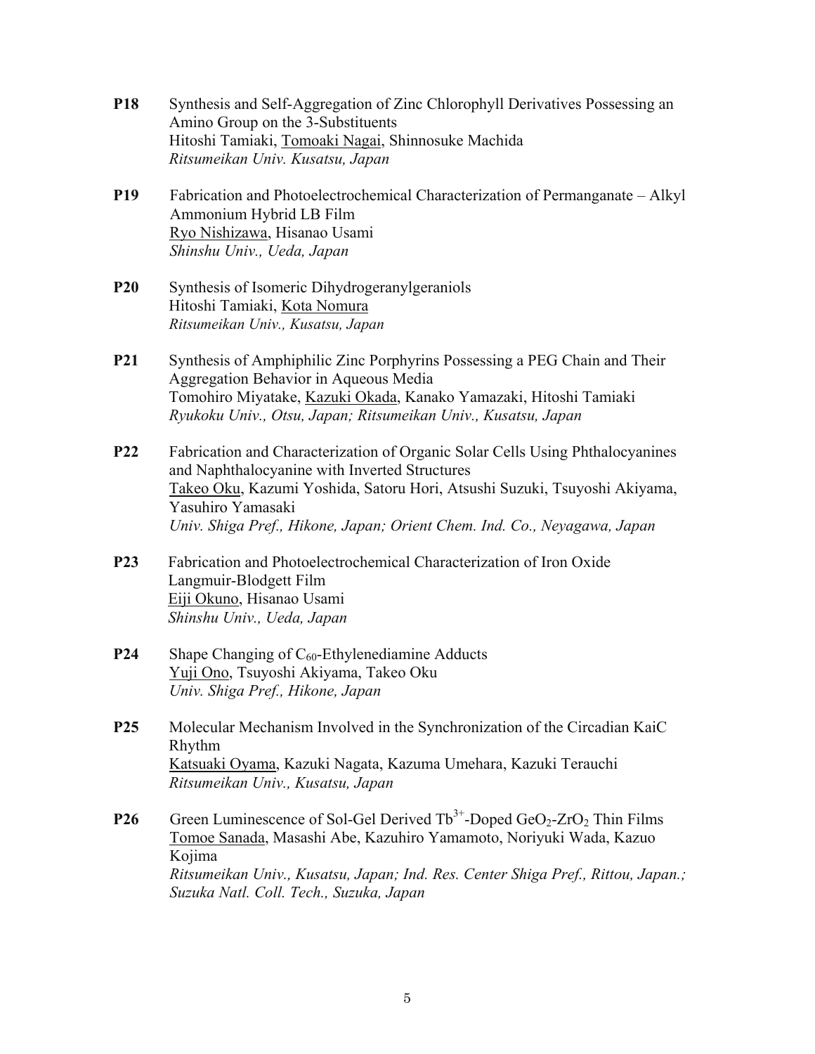**P18** Synthesis and Self-Aggregation of Zinc Chlorophyll Derivatives Possessing an Amino Group on the 3-Substituents
Hitoshi Tamiaki, <u>Tomoaki Nagai</u>, Shinnosuke Machida
*Ritsumeikan Univ. Kusatsu, Japan*

**P19** Fabrication and Photoelectrochemical Characterization of Permanganate – Alkyl Ammonium Hybrid LB Film
<u>Ryo Nishizawa</u>, Hisanao Usami
*Shinshu Univ., Ueda, Japan*

**P20** Synthesis of Isomeric Dihydrogeranylgeraniols
Hitoshi Tamiaki, <u>Kota Nomura</u>
*Ritsumeikan Univ., Kusatsu, Japan*

**P21** Synthesis of Amphiphilic Zinc Porphyrins Possessing a PEG Chain and Their Aggregation Behavior in Aqueous Media
Tomohiro Miyatake, <u>Kazuki Okada</u>, Kanako Yamazaki, Hitoshi Tamiaki
*Ryukoku Univ., Otsu, Japan; Ritsumeikan Univ., Kusatsu, Japan*

**P22** Fabrication and Characterization of Organic Solar Cells Using Phthalocyanines and Naphthalocyanine with Inverted Structures
<u>Takeo Oku</u>, Kazumi Yoshida, Satoru Hori, Atsushi Suzuki, Tsuyoshi Akiyama, Yasuhiro Yamasaki
*Univ. Shiga Pref., Hikone, Japan; Orient Chem. Ind. Co., Neyagawa, Japan*

**P23** Fabrication and Photoelectrochemical Characterization of Iron Oxide Langmuir-Blodgett Film
<u>Eiji Okuno</u>, Hisanao Usami
*Shinshu Univ., Ueda, Japan*

**P24** Shape Changing of $C_{60}$-Ethylenediamine Adducts
<u>Yuji Ono</u>, Tsuyoshi Akiyama, Takeo Oku
*Univ. Shiga Pref., Hikone, Japan*

**P25** Molecular Mechanism Involved in the Synchronization of the Circadian KaiC Rhythm
<u>Katsuaki Oyama</u>, Kazuki Nagata, Kazuma Umehara, Kazuki Terauchi
*Ritsumeikan Univ., Kusatsu, Japan*

**P26** Green Luminescence of Sol-Gel Derived $Tb^{3+}$-Doped $GeO_2$-$ZrO_2$ Thin Films
<u>Tomoe Sanada</u>, Masashi Abe, Kazuhiro Yamamoto, Noriyuki Wada, Kazuo Kojima
*Ritsumeikan Univ., Kusatsu, Japan; Ind. Res. Center Shiga Pref., Rittou, Japan.; Suzuka Natl. Coll. Tech., Suzuka, Japan*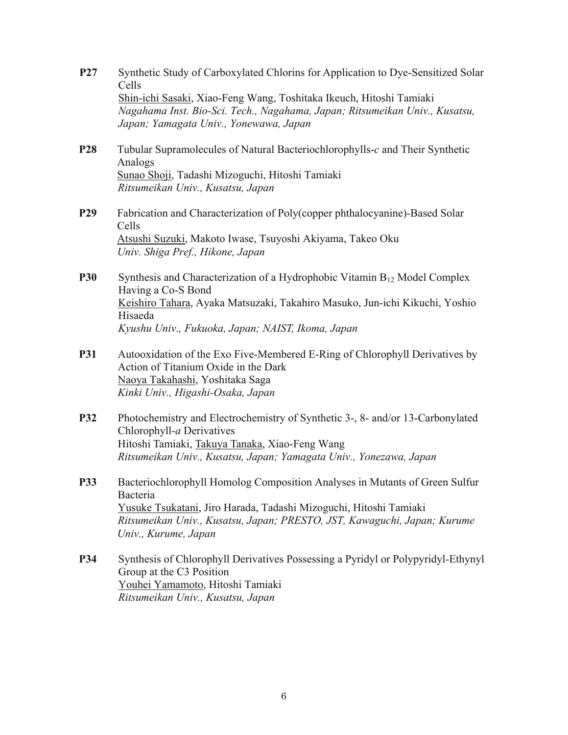**P27** Synthetic Study of Carboxylated Chlorins for Application to Dye-Sensitized Solar Cells
Shin-ichi Sasaki, Xiao-Feng Wang, Toshitaka Ikeuch, Hitoshi Tamiaki
*Nagahama Inst. Bio-Sci. Tech., Nagahama, Japan; Ritsumeikan Univ., Kusatsu, Japan; Yamagata Univ., Yonewawa, Japan*

**P28** Tubular Supramolecules of Natural Bacteriochlorophylls-*c* and Their Synthetic Analogs
Sunao Shoji, Tadashi Mizoguchi, Hitoshi Tamiaki
*Ritsumeikan Univ., Kusatsu, Japan*

**P29** Fabrication and Characterization of Poly(copper phthalocyanine)-Based Solar Cells
Atsushi Suzuki, Makoto Iwase, Tsuyoshi Akiyama, Takeo Oku
*Univ. Shiga Pref., Hikone, Japan*

**P30** Synthesis and Characterization of a Hydrophobic Vitamin $B_{12}$ Model Complex Having a Co-S Bond
Keishiro Tahara, Ayaka Matsuzaki, Takahiro Masuko, Jun-ichi Kikuchi, Yoshio Hisaeda
*Kyushu Univ., Fukuoka, Japan; NAIST, Ikoma, Japan*

**P31** Autooxidation of the Exo Five-Membered E-Ring of Chlorophyll Derivatives by Action of Titanium Oxide in the Dark
Naoya Takahashi, Yoshitaka Saga
*Kinki Univ., Higashi-Osaka, Japan*

**P32** Photochemistry and Electrochemistry of Synthetic 3-, 8- and/or 13-Carbonylated Chlorophyll-*a* Derivatives
Hitoshi Tamiaki, Takuya Tanaka, Xiao-Feng Wang
*Ritsumeikan Univ., Kusatsu, Japan; Yamagata Univ., Yonezawa, Japan*

**P33** Bacteriochlorophyll Homolog Composition Analyses in Mutants of Green Sulfur Bacteria
Yusuke Tsukatani, Jiro Harada, Tadashi Mizoguchi, Hitoshi Tamiaki
*Ritsumeikan Univ., Kusatsu, Japan; PRESTO, JST, Kawaguchi, Japan; Kurume Univ., Kurume, Japan*

**P34** Synthesis of Chlorophyll Derivatives Possessing a Pyridyl or Polypyridyl-Ethynyl Group at the C3 Position
Youhei Yamamoto, Hitoshi Tamiaki
*Ritsumeikan Univ., Kusatsu, Japan*